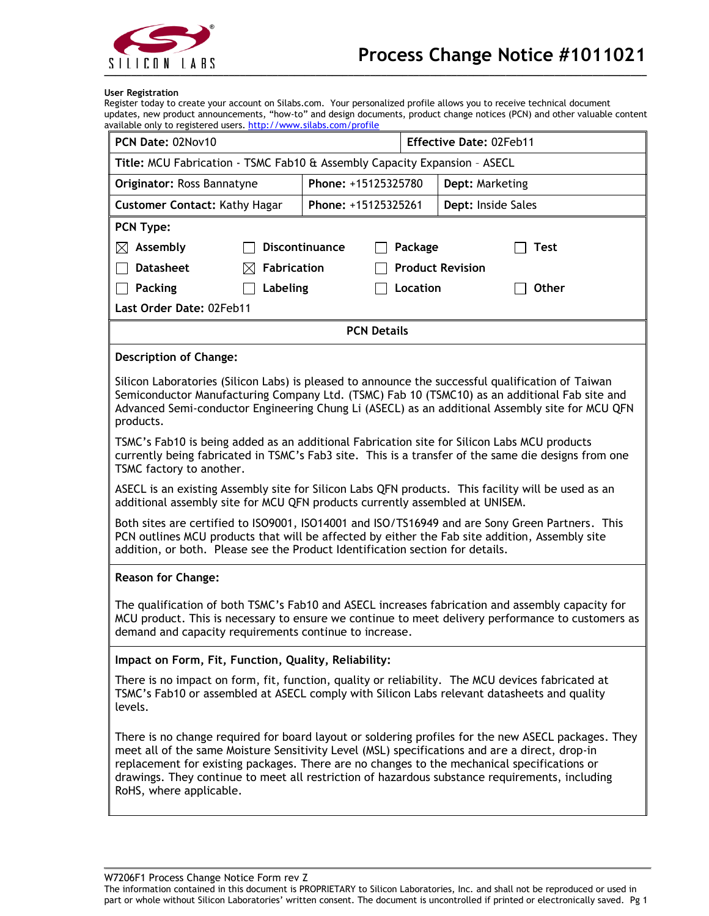# Process Change Notice #1011021

**User Registration**
Register today to create your account on Silabs.com. Your personalized profile allows you to receive technical document updates, new product announcements, "how-to" and design documents, product change notices (PCN) and other valuable content available only to registered users. http://www.silabs.com/profile

| | | |
|---|---|---|
| **PCN Date:** 02Nov10 | | **Effective Date:** 02Feb11 |
| **Title:** MCU Fabrication - TSMC Fab10 & Assembly Capacity Expansion – ASECL | | |
| **Originator:** Ross Bannatyne | **Phone:** +15125325780 | **Dept:** Marketing |
| **Customer Contact:** Kathy Hagar | **Phone:** +15125325261 | **Dept:** Inside Sales |

**PCN Type:**

- ☒ Assembly
- ☐ Discontinuance
- ☐ Package
- ☐ Test
- ☐ Datasheet
- ☒ Fabrication
- ☐ Product Revision
- ☐ Packing
- ☐ Labeling
- ☐ Location
- ☐ Other

**Last Order Date:** 02Feb11

## PCN Details

**Description of Change:**

Silicon Laboratories (Silicon Labs) is pleased to announce the successful qualification of Taiwan Semiconductor Manufacturing Company Ltd. (TSMC) Fab 10 (TSMC10) as an additional Fab site and Advanced Semi-conductor Engineering Chung Li (ASECL) as an additional Assembly site for MCU QFN products.

TSMC's Fab10 is being added as an additional Fabrication site for Silicon Labs MCU products currently being fabricated in TSMC's Fab3 site. This is a transfer of the same die designs from one TSMC factory to another.

ASECL is an existing Assembly site for Silicon Labs QFN products. This facility will be used as an additional assembly site for MCU QFN products currently assembled at UNISEM.

Both sites are certified to ISO9001, ISO14001 and ISO/TS16949 and are Sony Green Partners. This PCN outlines MCU products that will be affected by either the Fab site addition, Assembly site addition, or both. Please see the Product Identification section for details.

**Reason for Change:**

The qualification of both TSMC's Fab10 and ASECL increases fabrication and assembly capacity for MCU product. This is necessary to ensure we continue to meet delivery performance to customers as demand and capacity requirements continue to increase.

**Impact on Form, Fit, Function, Quality, Reliability:**

There is no impact on form, fit, function, quality or reliability. The MCU devices fabricated at TSMC's Fab10 or assembled at ASECL comply with Silicon Labs relevant datasheets and quality levels.

There is no change required for board layout or soldering profiles for the new ASECL packages. They meet all of the same Moisture Sensitivity Level (MSL) specifications and are a direct, drop-in replacement for existing packages. There are no changes to the mechanical specifications or drawings. They continue to meet all restriction of hazardous substance requirements, including RoHS, where applicable.

W7206F1 Process Change Notice Form rev Z
The information contained in this document is PROPRIETARY to Silicon Laboratories, Inc. and shall not be reproduced or used in part or whole without Silicon Laboratories' written consent. The document is uncontrolled if printed or electronically saved.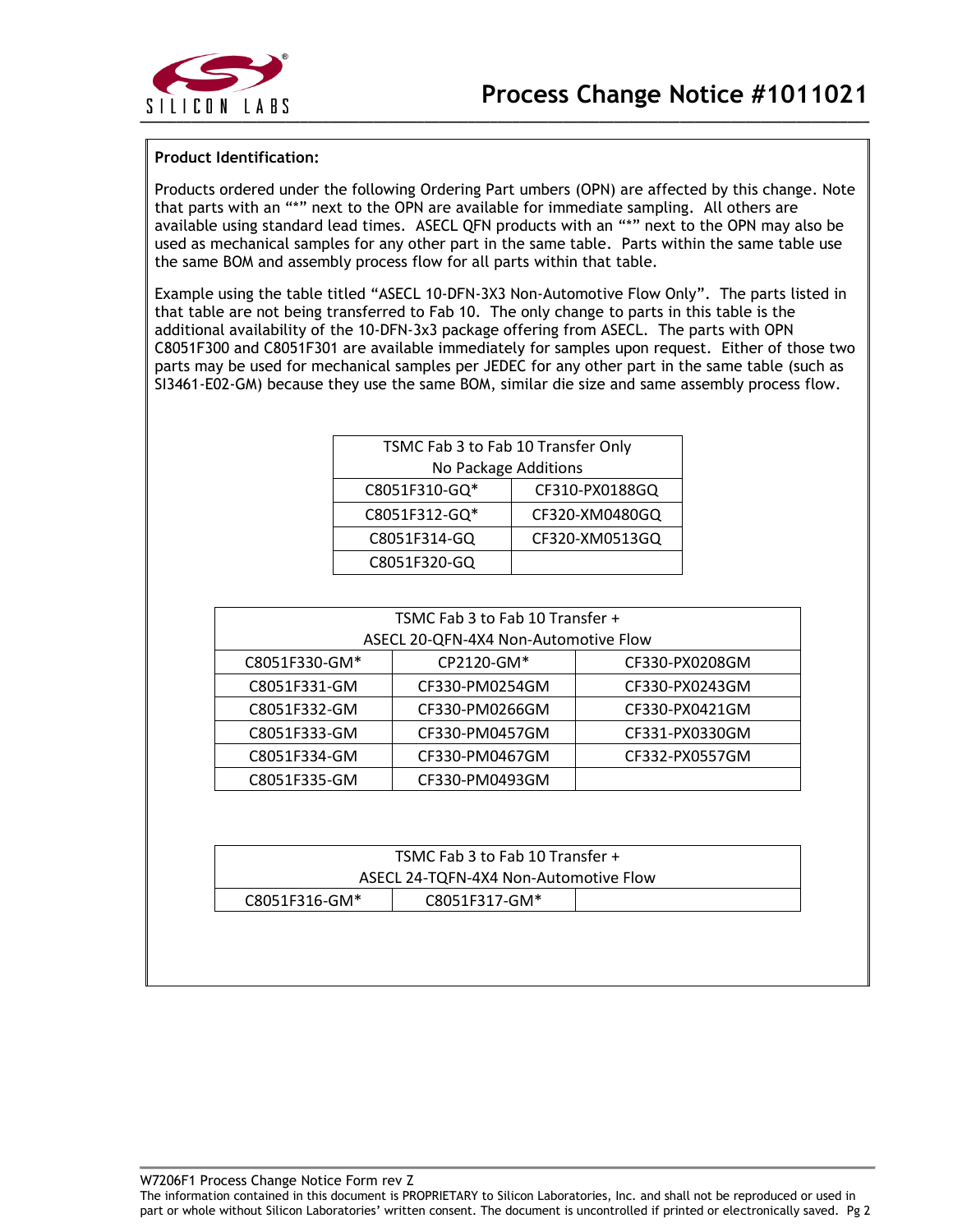**Product Identification:**

Products ordered under the following Ordering Part umbers (OPN) are affected by this change. Note that parts with an "*" next to the OPN are available for immediate sampling. All others are available using standard lead times. ASECL QFN products with an "*" next to the OPN may also be used as mechanical samples for any other part in the same table. Parts within the same table use the same BOM and assembly process flow for all parts within that table.

Example using the table titled "ASECL 10-DFN-3X3 Non-Automotive Flow Only". The parts listed in that table are not being transferred to Fab 10. The only change to parts in this table is the additional availability of the 10-DFN-3x3 package offering from ASECL. The parts with OPN C8051F300 and C8051F301 are available immediately for samples upon request. Either of those two parts may be used for mechanical samples per JEDEC for any other part in the same table (such as SI3461-E02-GM) because they use the same BOM, similar die size and same assembly process flow.

| TSMC Fab 3 to Fab 10 Transfer Only No Package Additions | |
|---|---|
| C8051F310-GQ* | CF310-PX0188GQ |
| C8051F312-GQ* | CF320-XM0480GQ |
| C8051F314-GQ | CF320-XM0513GQ |
| C8051F320-GQ | |

| TSMC Fab 3 to Fab 10 Transfer + ASECL 20-QFN-4X4 Non-Automotive Flow | | |
|---|---|---|
| C8051F330-GM* | CP2120-GM* | CF330-PX0208GM |
| C8051F331-GM | CF330-PM0254GM | CF330-PX0243GM |
| C8051F332-GM | CF330-PM0266GM | CF330-PX0421GM |
| C8051F333-GM | CF330-PM0457GM | CF331-PX0330GM |
| C8051F334-GM | CF330-PM0467GM | CF332-PX0557GM |
| C8051F335-GM | CF330-PM0493GM | |

| TSMC Fab 3 to Fab 10 Transfer + ASECL 24-TQFN-4X4 Non-Automotive Flow | | |
|---|---|---|
| C8051F316-GM* | C8051F317-GM* | |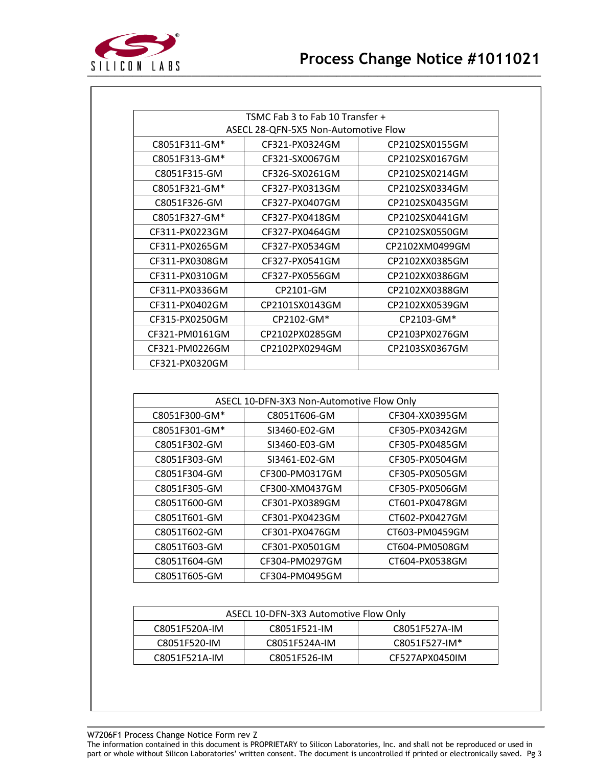| TSMC Fab 3 to Fab 10 Transfer + ASECL 28-QFN-5X5 Non-Automotive Flow | | |
|---|---|---|
| C8051F311-GM* | CF321-PX0324GM | CP2102SX0155GM |
| C8051F313-GM* | CF321-SX0067GM | CP2102SX0167GM |
| C8051F315-GM | CF326-SX0261GM | CP2102SX0214GM |
| C8051F321-GM* | CF327-PX0313GM | CP2102SX0334GM |
| C8051F326-GM | CF327-PX0407GM | CP2102SX0435GM |
| C8051F327-GM* | CF327-PX0418GM | CP2102SX0441GM |
| CF311-PX0223GM | CF327-PX0464GM | CP2102SX0550GM |
| CF311-PX0265GM | CF327-PX0534GM | CP2102XM0499GM |
| CF311-PX0308GM | CF327-PX0541GM | CP2102XX0385GM |
| CF311-PX0310GM | CF327-PX0556GM | CP2102XX0386GM |
| CF311-PX0336GM | CP2101-GM | CP2102XX0388GM |
| CF311-PX0402GM | CP2101SX0143GM | CP2102XX0539GM |
| CF315-PX0250GM | CP2102-GM* | CP2103-GM* |
| CF321-PM0161GM | CP2102PX0285GM | CP2103PX0276GM |
| CF321-PM0226GM | CP2102PX0294GM | CP2103SX0367GM |
| CF321-PX0320GM | | |

| ASECL 10-DFN-3X3 Non-Automotive Flow Only | | |
|---|---|---|
| C8051F300-GM* | C8051T606-GM | CF304-XX0395GM |
| C8051F301-GM* | SI3460-E02-GM | CF305-PX0342GM |
| C8051F302-GM | SI3460-E03-GM | CF305-PX0485GM |
| C8051F303-GM | SI3461-E02-GM | CF305-PX0504GM |
| C8051F304-GM | CF300-PM0317GM | CF305-PX0505GM |
| C8051F305-GM | CF300-XM0437GM | CF305-PX0506GM |
| C8051T600-GM | CF301-PX0389GM | CT601-PX0478GM |
| C8051T601-GM | CF301-PX0423GM | CT602-PX0427GM |
| C8051T602-GM | CF301-PX0476GM | CT603-PM0459GM |
| C8051T603-GM | CF301-PX0501GM | CT604-PM0508GM |
| C8051T604-GM | CF304-PM0297GM | CT604-PX0538GM |
| C8051T605-GM | CF304-PM0495GM | |

| ASECL 10-DFN-3X3 Automotive Flow Only | | |
|---|---|---|
| C8051F520A-IM | C8051F521-IM | C8051F527A-IM |
| C8051F520-IM | C8051F524A-IM | C8051F527-IM* |
| C8051F521A-IM | C8051F526-IM | CF527APX0450IM |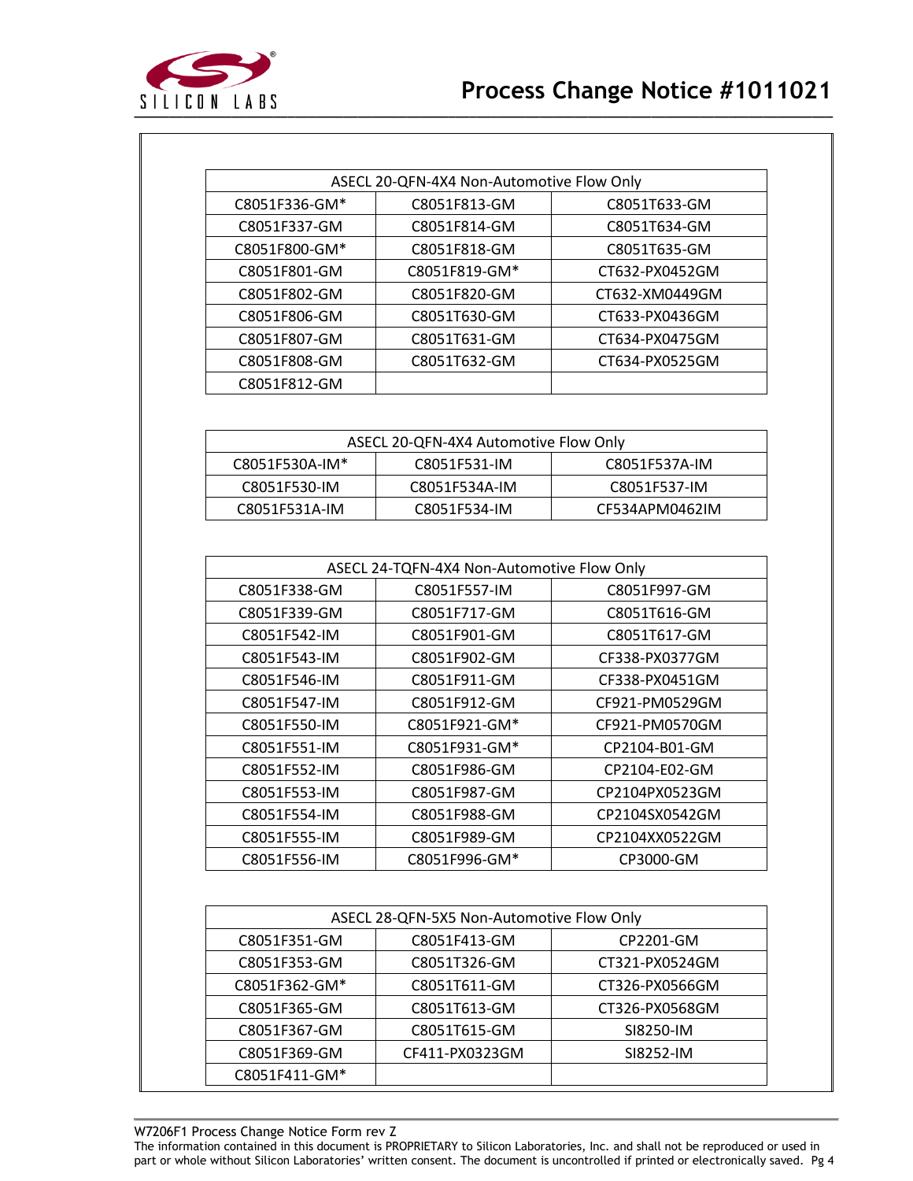| ASECL 20-QFN-4X4 Non-Automotive Flow Only | | |
|---|---|---|
| C8051F336-GM* | C8051F813-GM | C8051T633-GM |
| C8051F337-GM | C8051F814-GM | C8051T634-GM |
| C8051F800-GM* | C8051F818-GM | C8051T635-GM |
| C8051F801-GM | C8051F819-GM* | CT632-PX0452GM |
| C8051F802-GM | C8051F820-GM | CT632-XM0449GM |
| C8051F806-GM | C8051T630-GM | CT633-PX0436GM |
| C8051F807-GM | C8051T631-GM | CT634-PX0475GM |
| C8051F808-GM | C8051T632-GM | CT634-PX0525GM |
| C8051F812-GM | | |

| ASECL 20-QFN-4X4 Automotive Flow Only | | |
|---|---|---|
| C8051F530A-IM* | C8051F531-IM | C8051F537A-IM |
| C8051F530-IM | C8051F534A-IM | C8051F537-IM |
| C8051F531A-IM | C8051F534-IM | CF534APM0462IM |

| ASECL 24-TQFN-4X4 Non-Automotive Flow Only | | |
|---|---|---|
| C8051F338-GM | C8051F557-IM | C8051F997-GM |
| C8051F339-GM | C8051F717-GM | C8051T616-GM |
| C8051F542-IM | C8051F901-GM | C8051T617-GM |
| C8051F543-IM | C8051F902-GM | CF338-PX0377GM |
| C8051F546-IM | C8051F911-GM | CF338-PX0451GM |
| C8051F547-IM | C8051F912-GM | CF921-PM0529GM |
| C8051F550-IM | C8051F921-GM* | CF921-PM0570GM |
| C8051F551-IM | C8051F931-GM* | CP2104-B01-GM |
| C8051F552-IM | C8051F986-GM | CP2104-E02-GM |
| C8051F553-IM | C8051F987-GM | CP2104PX0523GM |
| C8051F554-IM | C8051F988-GM | CP2104SX0542GM |
| C8051F555-IM | C8051F989-GM | CP2104XX0522GM |
| C8051F556-IM | C8051F996-GM* | CP3000-GM |

| ASECL 28-QFN-5X5 Non-Automotive Flow Only | | |
|---|---|---|
| C8051F351-GM | C8051F413-GM | CP2201-GM |
| C8051F353-GM | C8051T326-GM | CT321-PX0524GM |
| C8051F362-GM* | C8051T611-GM | CT326-PX0566GM |
| C8051F365-GM | C8051T613-GM | CT326-PX0568GM |
| C8051F367-GM | C8051T615-GM | SI8250-IM |
| C8051F369-GM | CF411-PX0323GM | SI8252-IM |
| C8051F411-GM* | | |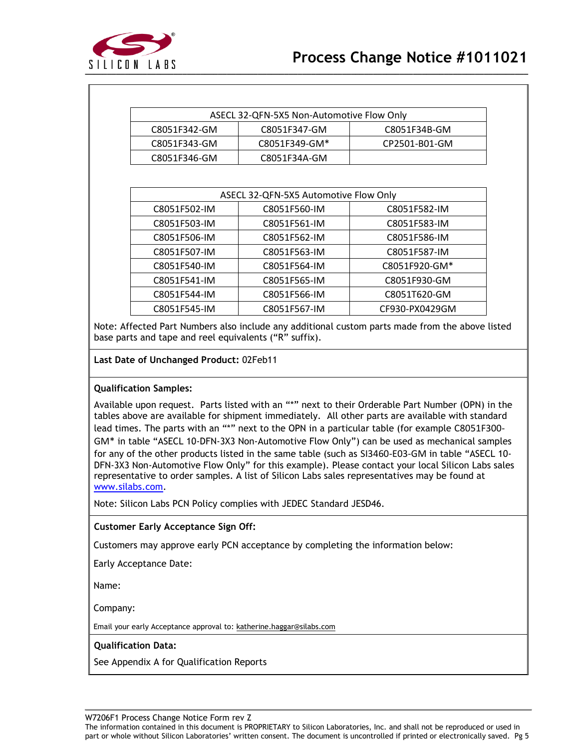| ASECL 32-QFN-5X5 Non-Automotive Flow Only | | |
|---|---|---|
| C8051F342-GM | C8051F347-GM | C8051F34B-GM |
| C8051F343-GM | C8051F349-GM* | CP2501-B01-GM |
| C8051F346-GM | C8051F34A-GM | |

| ASECL 32-QFN-5X5 Automotive Flow Only | | |
|---|---|---|
| C8051F502-IM | C8051F560-IM | C8051F582-IM |
| C8051F503-IM | C8051F561-IM | C8051F583-IM |
| C8051F506-IM | C8051F562-IM | C8051F586-IM |
| C8051F507-IM | C8051F563-IM | C8051F587-IM |
| C8051F540-IM | C8051F564-IM | C8051F920-GM* |
| C8051F541-IM | C8051F565-IM | C8051F930-GM |
| C8051F544-IM | C8051F566-IM | C8051T620-GM |
| C8051F545-IM | C8051F567-IM | CF930-PX0429GM |

Note: Affected Part Numbers also include any additional custom parts made from the above listed base parts and tape and reel equivalents (“R” suffix).

**Last Date of Unchanged Product:** 02Feb11

**Qualification Samples:**

Available upon request. Parts listed with an “*” next to their Orderable Part Number (OPN) in the tables above are available for shipment immediately. All other parts are available with standard lead times. The parts with an “*” next to the OPN in a particular table (for example C8051F300-GM* in table “ASECL 10-DFN-3X3 Non-Automotive Flow Only”) can be used as mechanical samples for any of the other products listed in the same table (such as SI3460-E03-GM in table “ASECL 10-DFN-3X3 Non-Automotive Flow Only” for this example). Please contact your local Silicon Labs sales representative to order samples. A list of Silicon Labs sales representatives may be found at www.silabs.com.

Note: Silicon Labs PCN Policy complies with JEDEC Standard JESD46.

**Customer Early Acceptance Sign Off:**

Customers may approve early PCN acceptance by completing the information below:

Early Acceptance Date:

Name:

Company:

Email your early Acceptance approval to: katherine.haggar@silabs.com

**Qualification Data:**

See Appendix A for Qualification Reports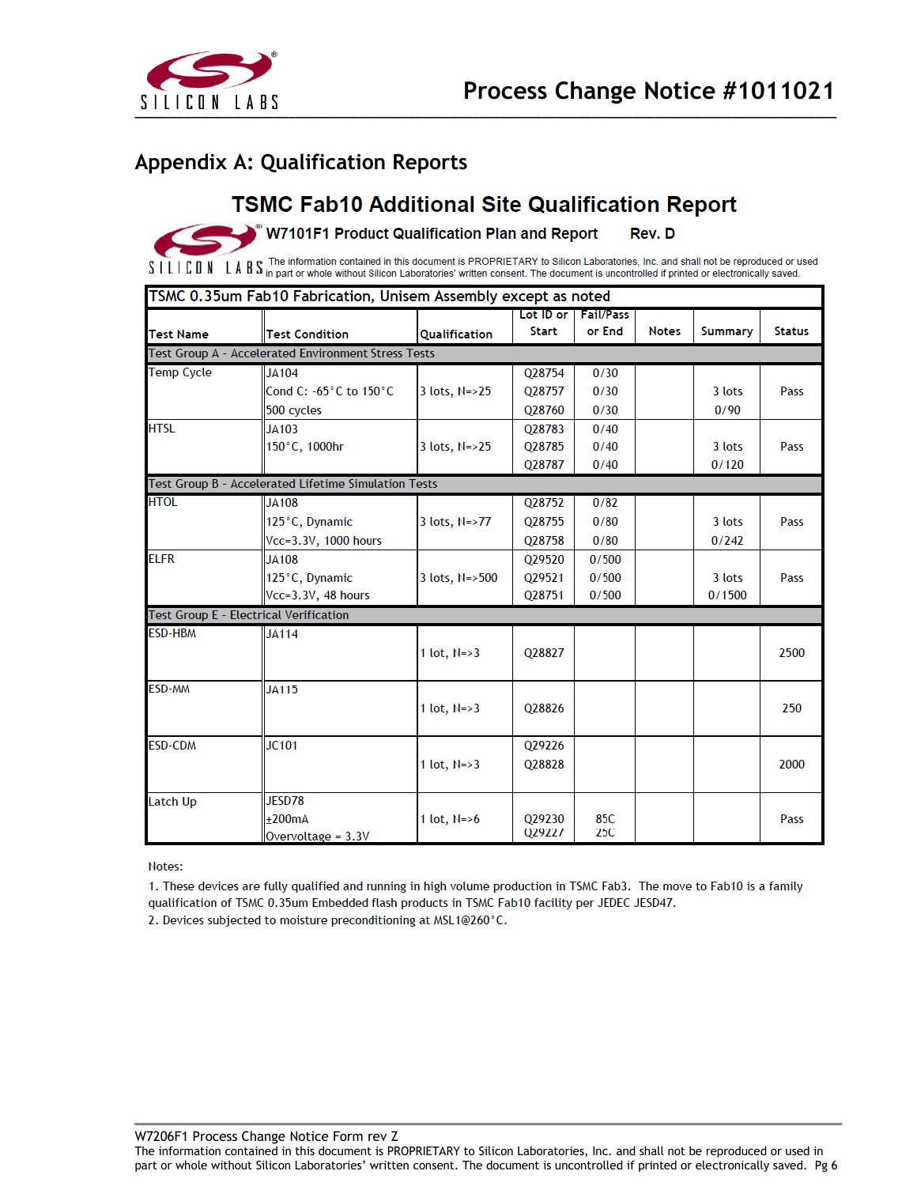## Appendix A: Qualification Reports

# TSMC Fab10 Additional Site Qualification Report

**W7101F1 Product Qualification Plan and Report Rev. D**

The information contained in this document is PROPRIETARY to Silicon Laboratories, Inc. and shall not be reproduced or used in part or whole without Silicon Laboratories' written consent. The document is uncontrolled if printed or electronically saved.

| TSMC 0.35um Fab10 Fabrication, Unisem Assembly except as noted | | | | | | | |
|---|---|---|---|---|---|---|---|
| **Test Name** | **Test Condition** | **Qualification** | **Lot ID or Start** | **Fail/Pass or End** | **Notes** | **Summary** | **Status** |
| Test Group A - Accelerated Environment Stress Tests | | | | | | | |
| Temp Cycle | JA104<br>Cond C: -65°C to 150°C<br>500 cycles | 3 lots, N=>25 | Q28754<br>Q28757<br>Q28760 | 0/30<br>0/30<br>0/30 | | 3 lots<br>0/90 | Pass |
| HTSL | JA103<br>150°C, 1000hr | 3 lots, N=>25 | Q28783<br>Q28785<br>Q28787 | 0/40<br>0/40<br>0/40 | | 3 lots<br>0/120 | Pass |
| Test Group B - Accelerated Lifetime Simulation Tests | | | | | | | |
| HTOL | JA108<br>125°C, Dynamic<br>Vcc=3.3V, 1000 hours | 3 lots, N=>77 | Q28752<br>Q28755<br>Q28758 | 0/82<br>0/80<br>0/80 | | 3 lots<br>0/242 | Pass |
| ELFR | JA108<br>125°C, Dynamic<br>Vcc=3.3V, 48 hours | 3 lots, N=>500 | Q29520<br>Q29521<br>Q28751 | 0/500<br>0/500<br>0/500 | | 3 lots<br>0/1500 | Pass |
| Test Group E - Electrical Verification | | | | | | | |
| ESD-HBM | JA114 | 1 lot, N=>3 | Q28827 | | | | 2500 |
| ESD-MM | JA115 | 1 lot, N=>3 | Q28826 | | | | 250 |
| ESD-CDM | JC101 | 1 lot, N=>3 | Q29226<br>Q28828 | | | | 2000 |
| Latch Up | JESD78<br>±200mA<br>Overvoltage = 3.3V | 1 lot, N=>6 | Q29230<br>Q29227 | 85C<br>25C | | | Pass |

Notes:

1. These devices are fully qualified and running in high volume production in TSMC Fab3. The move to Fab10 is a family qualification of TSMC 0.35um Embedded flash products in TSMC Fab10 facility per JEDEC JESD47.
2. Devices subjected to moisture preconditioning at MSL1@260°C.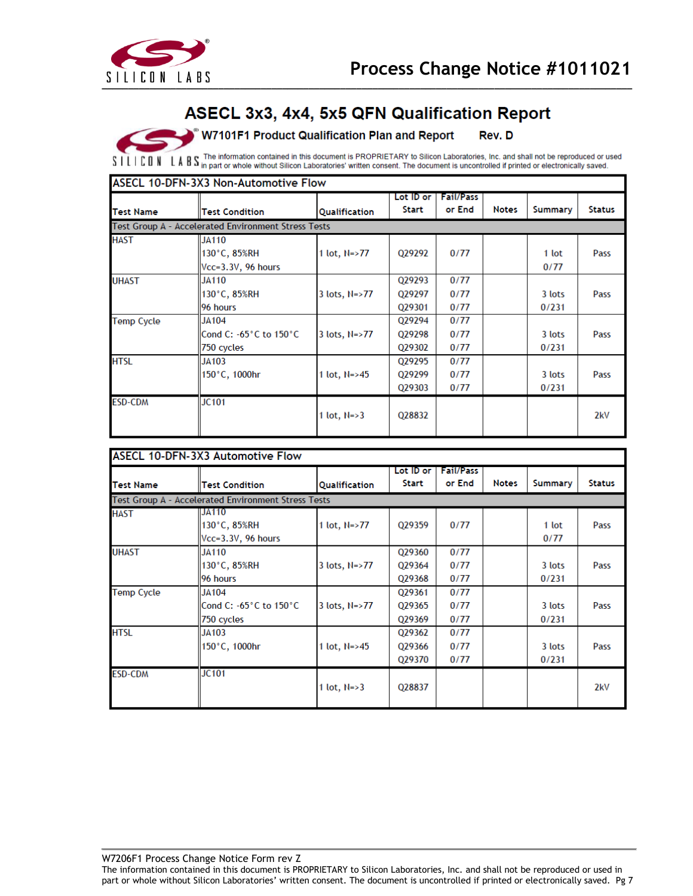# ASECL 3x3, 4x4, 5x5 QFN Qualification Report

**W7101F1 Product Qualification Plan and Report Rev. D**

The information contained in this document is PROPRIETARY to Silicon Laboratories, Inc. and shall not be reproduced or used in part or whole without Silicon Laboratories' written consent. The document is uncontrolled if printed or electronically saved.

| ASECL 10-DFN-3X3 Non-Automotive Flow | | | | | | | |
|---|---|---|---|---|---|---|---|
| Test Name | Test Condition | Qualification | Lot ID or Start | Fail/Pass or End | Notes | Summary | Status |
| Test Group A - Accelerated Environment Stress Tests | | | | | | | |
| HAST | JA110<br>130°C, 85%RH<br>Vcc=3.3V, 96 hours | 1 lot, N=>77 | Q29292 | 0/77 | | 1 lot<br>0/77 | Pass |
| UHAST | JA110<br>130°C, 85%RH<br>96 hours | 3 lots, N=>77 | Q29293<br>Q29297<br>Q29301 | 0/77<br>0/77<br>0/77 | | 3 lots<br>0/231 | Pass |
| Temp Cycle | JA104<br>Cond C: -65°C to 150°C<br>750 cycles | 3 lots, N=>77 | Q29294<br>Q29298<br>Q29302 | 0/77<br>0/77<br>0/77 | | 3 lots<br>0/231 | Pass |
| HTSL | JA103<br>150°C, 1000hr | 1 lot, N=>45 | Q29295<br>Q29299<br>Q29303 | 0/77<br>0/77<br>0/77 | | 3 lots<br>0/231 | Pass |
| ESD-CDM | JC101 | 1 lot, N=>3 | Q28832 | | | | 2kV |

| ASECL 10-DFN-3X3 Automotive Flow | | | | | | | |
|---|---|---|---|---|---|---|---|
| Test Name | Test Condition | Qualification | Lot ID or Start | Fail/Pass or End | Notes | Summary | Status |
| Test Group A - Accelerated Environment Stress Tests | | | | | | | |
| HAST | JA110<br>130°C, 85%RH<br>Vcc=3.3V, 96 hours | 1 lot, N=>77 | Q29359 | 0/77 | | 1 lot<br>0/77 | Pass |
| UHAST | JA110<br>130°C, 85%RH<br>96 hours | 3 lots, N=>77 | Q29360<br>Q29364<br>Q29368 | 0/77<br>0/77<br>0/77 | | 3 lots<br>0/231 | Pass |
| Temp Cycle | JA104<br>Cond C: -65°C to 150°C<br>750 cycles | 3 lots, N=>77 | Q29361<br>Q29365<br>Q29369 | 0/77<br>0/77<br>0/77 | | 3 lots<br>0/231 | Pass |
| HTSL | JA103<br>150°C, 1000hr | 1 lot, N=>45 | Q29362<br>Q29366<br>Q29370 | 0/77<br>0/77<br>0/77 | | 3 lots<br>0/231 | Pass |
| ESD-CDM | JC101 | 1 lot, N=>3 | Q28837 | | | | 2kV |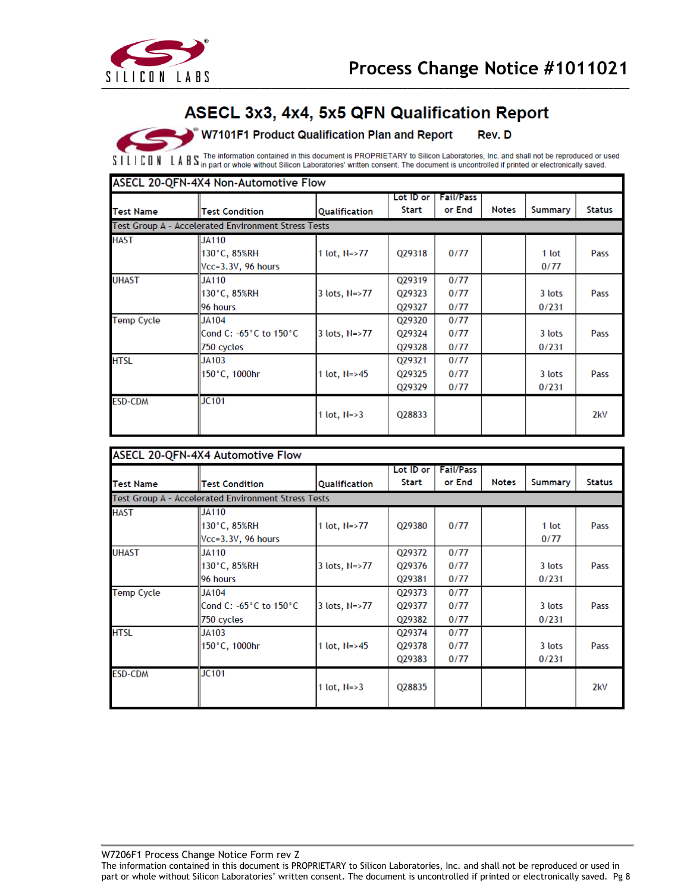# ASECL 3x3, 4x4, 5x5 QFN Qualification Report

**W7101F1 Product Qualification Plan and Report    Rev. D**

The information contained in this document is PROPRIETARY to Silicon Laboratories, Inc. and shall not be reproduced or used in part or whole without Silicon Laboratories' written consent. The document is uncontrolled if printed or electronically saved.

## ASECL 20-QFN-4X4 Non-Automotive Flow

| Test Name | Test Condition | Qualification | Lot ID or Start | Fail/Pass or End | Notes | Summary | Status |
|---|---|---|---|---|---|---|---|
| **Test Group A - Accelerated Environment Stress Tests** | | | | | | | |
| HAST | JA110<br>130°C, 85%RH<br>Vcc=3.3V, 96 hours | 1 lot, N=>77 | Q29318 | 0/77 | | 1 lot<br>0/77 | Pass |
| UHAST | JA110<br>130°C, 85%RH<br>96 hours | 3 lots, N=>77 | Q29319<br>Q29323<br>Q29327 | 0/77<br>0/77<br>0/77 | | 3 lots<br>0/231 | Pass |
| Temp Cycle | JA104<br>Cond C: -65°C to 150°C<br>750 cycles | 3 lots, N=>77 | Q29320<br>Q29324<br>Q29328 | 0/77<br>0/77<br>0/77 | | 3 lots<br>0/231 | Pass |
| HTSL | JA103<br>150°C, 1000hr | 1 lot, N=>45 | Q29321<br>Q29325<br>Q29329 | 0/77<br>0/77<br>0/77 | | 3 lots<br>0/231 | Pass |
| ESD-CDM | JC101 | 1 lot, N=>3 | Q28833 | | | | 2kV |

## ASECL 20-QFN-4X4 Automotive Flow

| Test Name | Test Condition | Qualification | Lot ID or Start | Fail/Pass or End | Notes | Summary | Status |
|---|---|---|---|---|---|---|---|
| **Test Group A - Accelerated Environment Stress Tests** | | | | | | | |
| HAST | JA110<br>130°C, 85%RH<br>Vcc=3.3V, 96 hours | 1 lot, N=>77 | Q29380 | 0/77 | | 1 lot<br>0/77 | Pass |
| UHAST | JA110<br>130°C, 85%RH<br>96 hours | 3 lots, N=>77 | Q29372<br>Q29376<br>Q29381 | 0/77<br>0/77<br>0/77 | | 3 lots<br>0/231 | Pass |
| Temp Cycle | JA104<br>Cond C: -65°C to 150°C<br>750 cycles | 3 lots, N=>77 | Q29373<br>Q29377<br>Q29382 | 0/77<br>0/77<br>0/77 | | 3 lots<br>0/231 | Pass |
| HTSL | JA103<br>150°C, 1000hr | 1 lot, N=>45 | Q29374<br>Q29378<br>Q29383 | 0/77<br>0/77<br>0/77 | | 3 lots<br>0/231 | Pass |
| ESD-CDM | JC101 | 1 lot, N=>3 | Q28835 | | | | 2kV |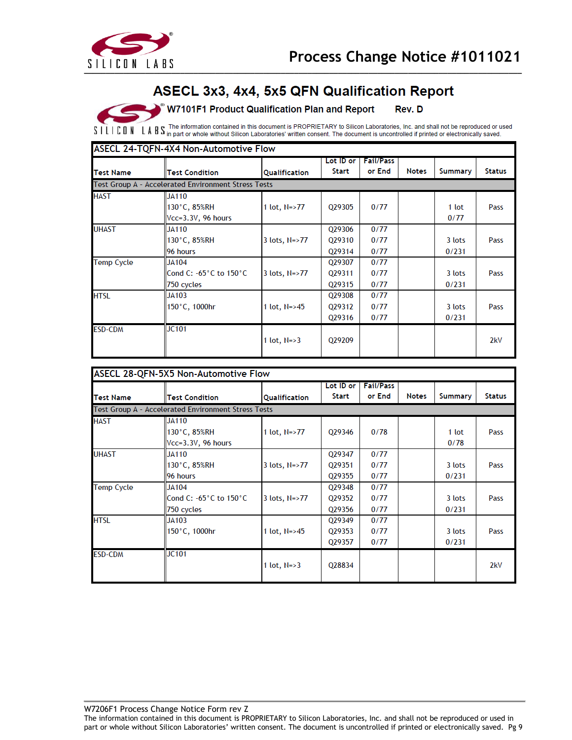# ASECL 3x3, 4x4, 5x5 QFN Qualification Report

**W7101F1 Product Qualification Plan and Report Rev. D**

The information contained in this document is PROPRIETARY to Silicon Laboratories, Inc. and shall not be reproduced or used in part or whole without Silicon Laboratories' written consent. The document is uncontrolled if printed or electronically saved.

**ASECL 24-TQFN-4X4 Non-Automotive Flow**

| Test Name | Test Condition | Qualification | Lot ID or Start | Fail/Pass or End | Notes | Summary | Status |
|---|---|---|---|---|---|---|---|
| Test Group A - Accelerated Environment Stress Tests | | | | | | | |
| HAST | JA110<br>130°C, 85%RH<br>Vcc=3.3V, 96 hours | 1 lot, N=>77 | Q29305 | 0/77 | | 1 lot<br>0/77 | Pass |
| UHAST | JA110<br>130°C, 85%RH<br>96 hours | 3 lots, N=>77 | Q29306<br>Q29310<br>Q29314 | 0/77<br>0/77<br>0/77 | | 3 lots<br>0/231 | Pass |
| Temp Cycle | JA104<br>Cond C: -65°C to 150°C<br>750 cycles | 3 lots, N=>77 | Q29307<br>Q29311<br>Q29315 | 0/77<br>0/77<br>0/77 | | 3 lots<br>0/231 | Pass |
| HTSL | JA103<br>150°C, 1000hr | 1 lot, N=>45 | Q29308<br>Q29312<br>Q29316 | 0/77<br>0/77<br>0/77 | | 3 lots<br>0/231 | Pass |
| ESD-CDM | JC101 | 1 lot, N=>3 | Q29209 | | | | 2kV |

**ASECL 28-QFN-5X5 Non-Automotive Flow**

| Test Name | Test Condition | Qualification | Lot ID or Start | Fail/Pass or End | Notes | Summary | Status |
|---|---|---|---|---|---|---|---|
| Test Group A - Accelerated Environment Stress Tests | | | | | | | |
| HAST | JA110<br>130°C, 85%RH<br>Vcc=3.3V, 96 hours | 1 lot, N=>77 | Q29346 | 0/78 | | 1 lot<br>0/78 | Pass |
| UHAST | JA110<br>130°C, 85%RH<br>96 hours | 3 lots, N=>77 | Q29347<br>Q29351<br>Q29355 | 0/77<br>0/77<br>0/77 | | 3 lots<br>0/231 | Pass |
| Temp Cycle | JA104<br>Cond C: -65°C to 150°C<br>750 cycles | 3 lots, N=>77 | Q29348<br>Q29352<br>Q29356 | 0/77<br>0/77<br>0/77 | | 3 lots<br>0/231 | Pass |
| HTSL | JA103<br>150°C, 1000hr | 1 lot, N=>45 | Q29349<br>Q29353<br>Q29357 | 0/77<br>0/77<br>0/77 | | 3 lots<br>0/231 | Pass |
| ESD-CDM | JC101 | 1 lot, N=>3 | Q28834 | | | | 2kV |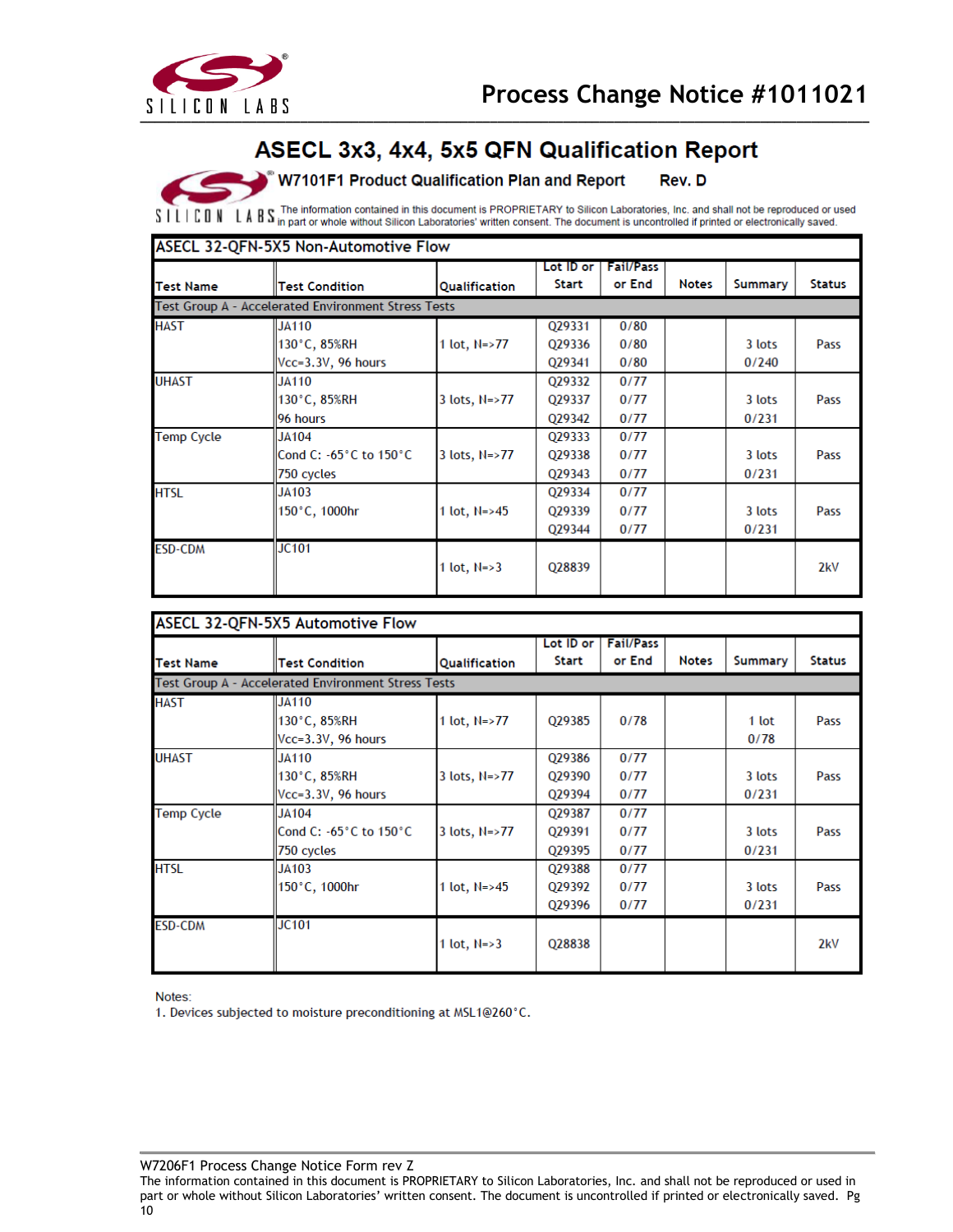# ASECL 3x3, 4x4, 5x5 QFN Qualification Report

**W7101F1 Product Qualification Plan and Report** **Rev. D**

The information contained in this document is PROPRIETARY to Silicon Laboratories, Inc. and shall not be reproduced or used in part or whole without Silicon Laboratories' written consent. The document is uncontrolled if printed or electronically saved.

**ASECL 32-QFN-5X5 Non-Automotive Flow**

| Test Name | Test Condition | Qualification | Lot ID or Start | Fail/Pass or End | Notes | Summary | Status |
|---|---|---|---|---|---|---|---|
| Test Group A - Accelerated Environment Stress Tests | | | | | | | |
| HAST | JA110<br>130°C, 85%RH<br>Vcc=3.3V, 96 hours | 1 lot, N=>77 | Q29331<br>Q29336<br>Q29341 | 0/80<br>0/80<br>0/80 | | 3 lots<br>0/240 | Pass |
| UHAST | JA110<br>130°C, 85%RH<br>96 hours | 3 lots, N=>77 | Q29332<br>Q29337<br>Q29342 | 0/77<br>0/77<br>0/77 | | 3 lots<br>0/231 | Pass |
| Temp Cycle | JA104<br>Cond C: -65°C to 150°C<br>750 cycles | 3 lots, N=>77 | Q29333<br>Q29338<br>Q29343 | 0/77<br>0/77<br>0/77 | | 3 lots<br>0/231 | Pass |
| HTSL | JA103<br>150°C, 1000hr | 1 lot, N=>45 | Q29334<br>Q29339<br>Q29344 | 0/77<br>0/77<br>0/77 | | 3 lots<br>0/231 | Pass |
| ESD-CDM | JC101 | 1 lot, N=>3 | Q28839 | | | | 2kV |

**ASECL 32-QFN-5X5 Automotive Flow**

| Test Name | Test Condition | Qualification | Lot ID or Start | Fail/Pass or End | Notes | Summary | Status |
|---|---|---|---|---|---|---|---|
| Test Group A - Accelerated Environment Stress Tests | | | | | | | |
| HAST | JA110<br>130°C, 85%RH<br>Vcc=3.3V, 96 hours | 1 lot, N=>77 | Q29385 | 0/78 | | 1 lot<br>0/78 | Pass |
| UHAST | JA110<br>130°C, 85%RH<br>Vcc=3.3V, 96 hours | 3 lots, N=>77 | Q29386<br>Q29390<br>Q29394 | 0/77<br>0/77<br>0/77 | | 3 lots<br>0/231 | Pass |
| Temp Cycle | JA104<br>Cond C: -65°C to 150°C<br>750 cycles | 3 lots, N=>77 | Q29387<br>Q29391<br>Q29395 | 0/77<br>0/77<br>0/77 | | 3 lots<br>0/231 | Pass |
| HTSL | JA103<br>150°C, 1000hr | 1 lot, N=>45 | Q29388<br>Q29392<br>Q29396 | 0/77<br>0/77<br>0/77 | | 3 lots<br>0/231 | Pass |
| ESD-CDM | JC101 | 1 lot, N=>3 | Q28838 | | | | 2kV |

Notes:
1. Devices subjected to moisture preconditioning at MSL1@260°C.